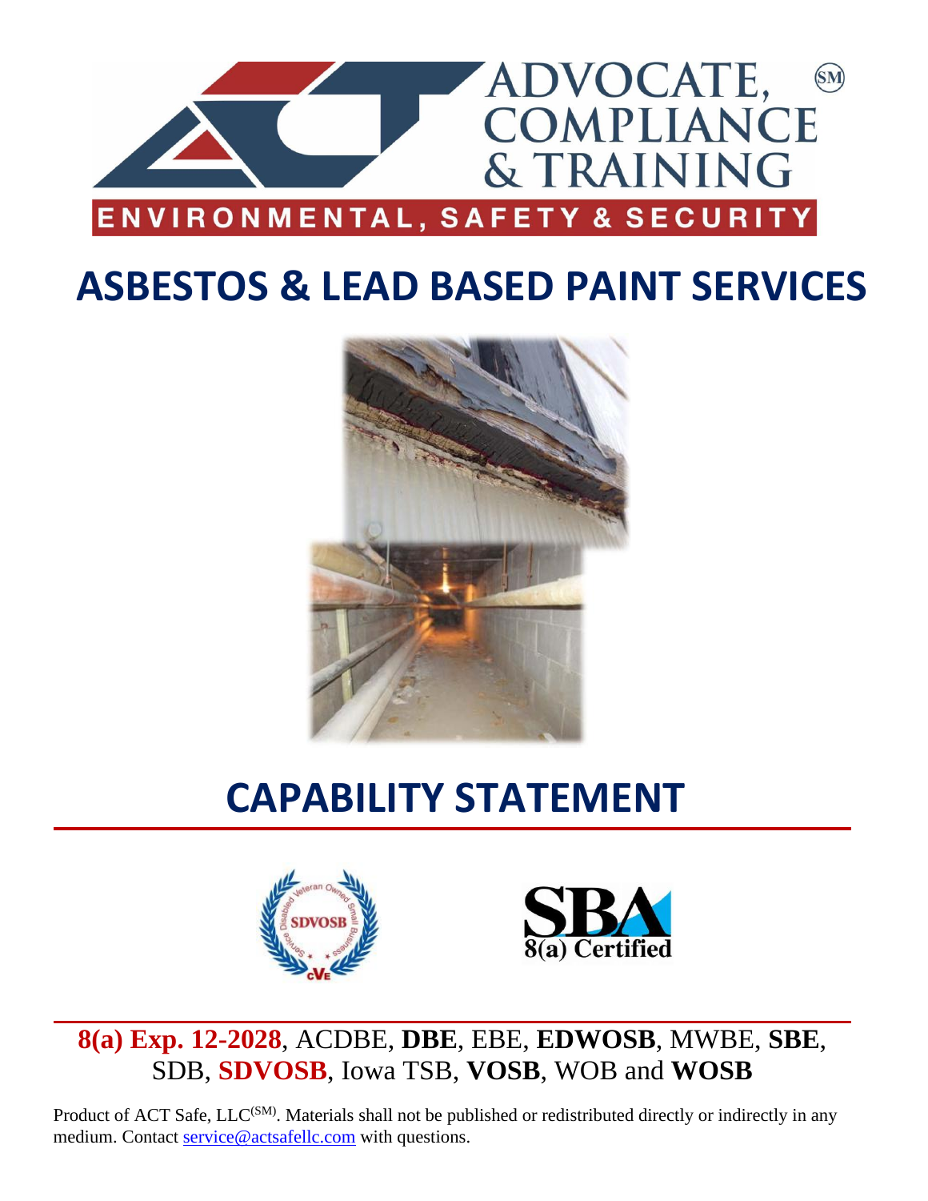ADVOCATE, COMPLIANCE & TRAINING (SM)

ENVIRONMENTAL, SAFETY & SECURITY

# ASBESTOS & LEAD BASED PAINT SERVICES

# CAPABILITY STATEMENT

SDVOSB

SBA 8(a) Certified

**8(a) Exp. 12-2028**, ACDBE, **DBE**, EBE, **EDWOSB**, MWBE, **SBE**, SDB, **SDVOSB**, Iowa TSB, **VOSB**, WOB and **WOSB**

Product of ACT Safe, LLC(SM). Materials shall not be published or redistributed directly or indirectly in any medium. Contact service@actsafellc.com with questions.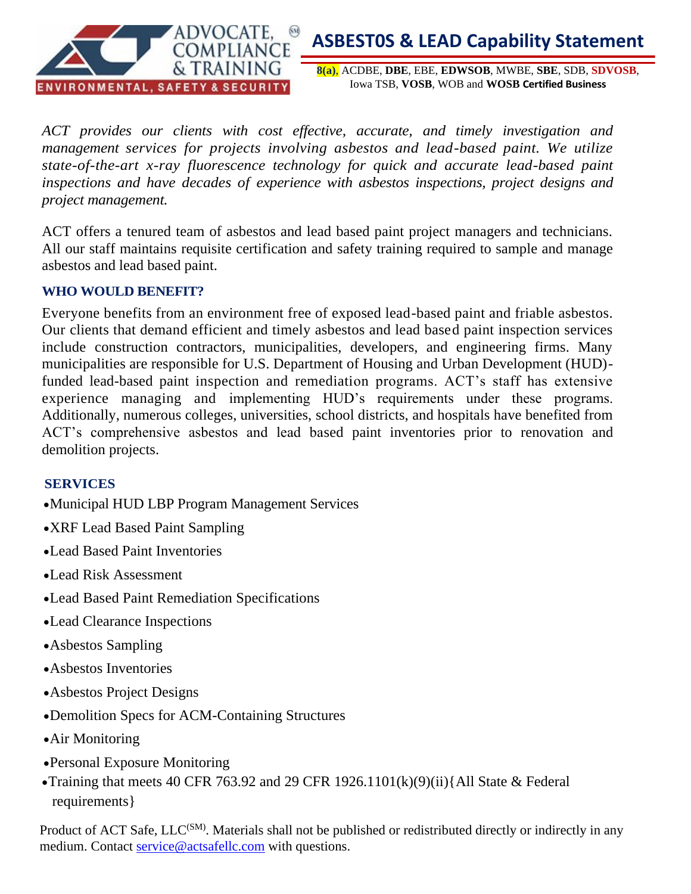# ASBEST0S & LEAD Capability Statement

**8(a)**, ACDBE, **DBE**, EBE, **EDWSOB**, MWBE, **SBE**, SDB, **SDVOSB**, Iowa TSB, **VOSB**, WOB and **WOSB Certified Business**

*ACT provides our clients with cost effective, accurate, and timely investigation and management services for projects involving asbestos and lead-based paint. We utilize state-of-the-art x-ray fluorescence technology for quick and accurate lead-based paint inspections and have decades of experience with asbestos inspections, project designs and project management.*

ACT offers a tenured team of asbestos and lead based paint project managers and technicians. All our staff maintains requisite certification and safety training required to sample and manage asbestos and lead based paint.

## WHO WOULD BENEFIT?

Everyone benefits from an environment free of exposed lead-based paint and friable asbestos. Our clients that demand efficient and timely asbestos and lead based paint inspection services include construction contractors, municipalities, developers, and engineering firms. Many municipalities are responsible for U.S. Department of Housing and Urban Development (HUD)-funded lead-based paint inspection and remediation programs. ACT's staff has extensive experience managing and implementing HUD's requirements under these programs. Additionally, numerous colleges, universities, school districts, and hospitals have benefited from ACT's comprehensive asbestos and lead based paint inventories prior to renovation and demolition projects.

## SERVICES

- Municipal HUD LBP Program Management Services
- XRF Lead Based Paint Sampling
- Lead Based Paint Inventories
- Lead Risk Assessment
- Lead Based Paint Remediation Specifications
- Lead Clearance Inspections
- Asbestos Sampling
- Asbestos Inventories
- Asbestos Project Designs
- Demolition Specs for ACM-Containing Structures
- Air Monitoring
- Personal Exposure Monitoring
- Training that meets 40 CFR 763.92 and 29 CFR 1926.1101(k)(9)(ii){All State & Federal requirements}

Product of ACT Safe, LLC(SM). Materials shall not be published or redistributed directly or indirectly in any medium. Contact service@actsafellc.com with questions.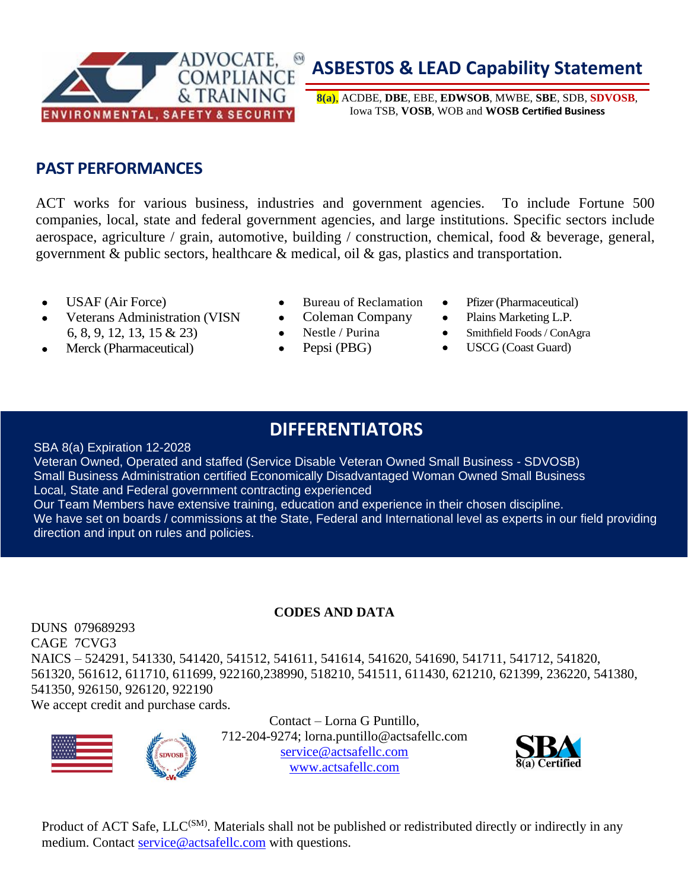ADVOCATE, COMPLIANCE & TRAINING
ENVIRONMENTAL, SAFETY & SECURITY

# ASBEST0S & LEAD Capability Statement

**8(a)**, ACDBE, **DBE**, EBE, **EDWSOB**, MWBE, **SBE**, SDB, **SDVOSB**, Iowa TSB, **VOSB**, WOB and **WOSB Certified Business**

## PAST PERFORMANCES

ACT works for various business, industries and government agencies. To include Fortune 500 companies, local, state and federal government agencies, and large institutions. Specific sectors include aerospace, agriculture / grain, automotive, building / construction, chemical, food & beverage, general, government & public sectors, healthcare & medical, oil & gas, plastics and transportation.

- USAF (Air Force)
- Veterans Administration (VISN 6, 8, 9, 12, 13, 15 & 23)
- Merck (Pharmaceutical)
- Bureau of Reclamation
- Coleman Company
- Nestle / Purina
- Pepsi (PBG)
- Pfizer (Pharmaceutical)
- Plains Marketing L.P.
- Smithfield Foods / ConAgra
- USCG (Coast Guard)

## DIFFERENTIATORS

SBA 8(a) Expiration 12-2028
Veteran Owned, Operated and staffed (Service Disable Veteran Owned Small Business - SDVOSB)
Small Business Administration certified Economically Disadvantaged Woman Owned Small Business
Local, State and Federal government contracting experienced
Our Team Members have extensive training, education and experience in their chosen discipline.
We have set on boards / commissions at the State, Federal and International level as experts in our field providing direction and input on rules and policies.

### CODES AND DATA

DUNS 079689293
CAGE 7CVG3
NAICS – 524291, 541330, 541420, 541512, 541611, 541614, 541620, 541690, 541711, 541712, 541820, 561320, 561612, 611710, 611699, 922160,238990, 518210, 541511, 611430, 621210, 621399, 236220, 541380, 541350, 926150, 926120, 922190
We accept credit and purchase cards.

Contact – Lorna G Puntillo,
712-204-9274; lorna.puntillo@actsafellc.com
service@actsafellc.com
www.actsafellc.com

SBA 8(a) Certified

Product of ACT Safe, LLC(SM). Materials shall not be published or redistributed directly or indirectly in any medium. Contact service@actsafellc.com with questions.